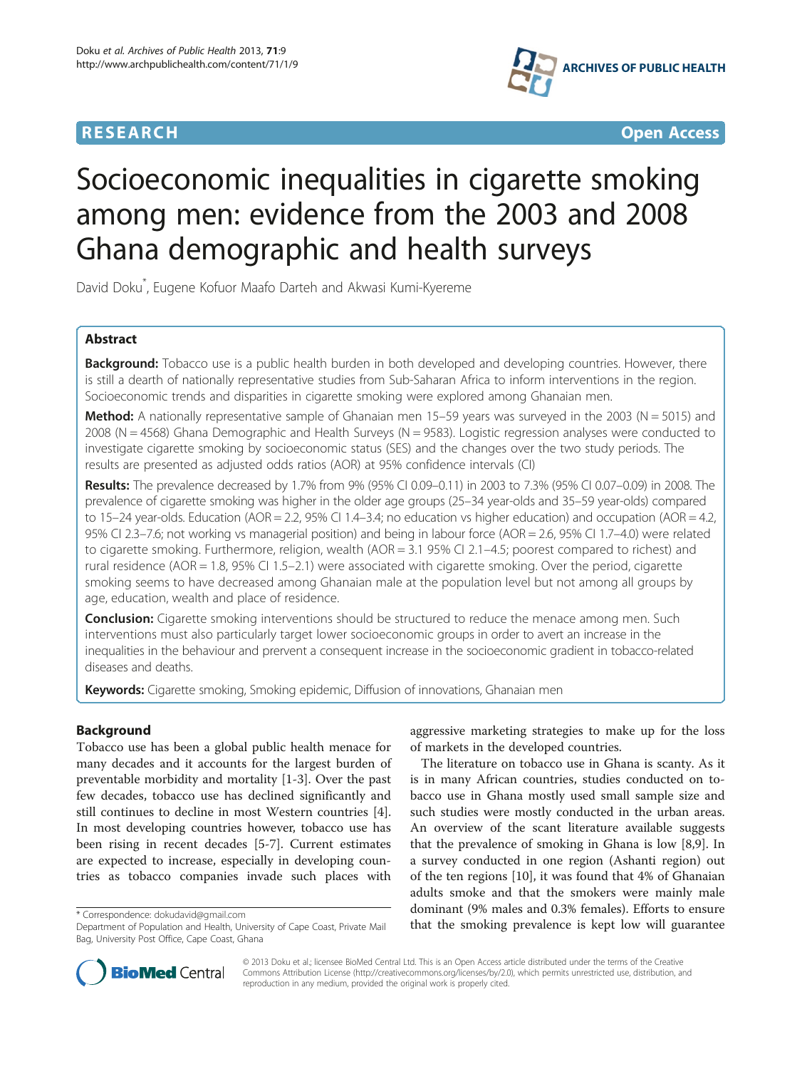**RESEARCH** **Open Access**

# Socioeconomic inequalities in cigarette smoking among men: evidence from the 2003 and 2008 Ghana demographic and health surveys

David Doku*, Eugene Kofuor Maafo Darteh and Akwasi Kumi-Kyereme

## Abstract

**Background:** Tobacco use is a public health burden in both developed and developing countries. However, there is still a dearth of nationally representative studies from Sub-Saharan Africa to inform interventions in the region. Socioeconomic trends and disparities in cigarette smoking were explored among Ghanaian men.

**Method:** A nationally representative sample of Ghanaian men 15–59 years was surveyed in the 2003 (N = 5015) and 2008 (N = 4568) Ghana Demographic and Health Surveys (N = 9583). Logistic regression analyses were conducted to investigate cigarette smoking by socioeconomic status (SES) and the changes over the two study periods. The results are presented as adjusted odds ratios (AOR) at 95% confidence intervals (CI)

**Results:** The prevalence decreased by 1.7% from 9% (95% CI 0.09–0.11) in 2003 to 7.3% (95% CI 0.07–0.09) in 2008. The prevalence of cigarette smoking was higher in the older age groups (25–34 year-olds and 35–59 year-olds) compared to 15–24 year-olds. Education (AOR = 2.2, 95% CI 1.4–3.4; no education vs higher education) and occupation (AOR = 4.2, 95% CI 2.3–7.6; not working vs managerial position) and being in labour force (AOR = 2.6, 95% CI 1.7–4.0) were related to cigarette smoking. Furthermore, religion, wealth (AOR = 3.1 95% CI 2.1–4.5; poorest compared to richest) and rural residence (AOR = 1.8, 95% CI 1.5–2.1) were associated with cigarette smoking. Over the period, cigarette smoking seems to have decreased among Ghanaian male at the population level but not among all groups by age, education, wealth and place of residence.

**Conclusion:** Cigarette smoking interventions should be structured to reduce the menace among men. Such interventions must also particularly target lower socioeconomic groups in order to avert an increase in the inequalities in the behaviour and prervent a consequent increase in the socioeconomic gradient in tobacco-related diseases and deaths.

**Keywords:** Cigarette smoking, Smoking epidemic, Diffusion of innovations, Ghanaian men

## Background

Tobacco use has been a global public health menace for many decades and it accounts for the largest burden of preventable morbidity and mortality [1-3]. Over the past few decades, tobacco use has declined significantly and still continues to decline in most Western countries [4]. In most developing countries however, tobacco use has been rising in recent decades [5-7]. Current estimates are expected to increase, especially in developing countries as tobacco companies invade such places with aggressive marketing strategies to make up for the loss of markets in the developed countries.

The literature on tobacco use in Ghana is scanty. As it is in many African countries, studies conducted on tobacco use in Ghana mostly used small sample size and such studies were mostly conducted in the urban areas. An overview of the scant literature available suggests that the prevalence of smoking in Ghana is low [8,9]. In a survey conducted in one region (Ashanti region) out of the ten regions [10], it was found that 4% of Ghanaian adults smoke and that the smokers were mainly male dominant (9% males and 0.3% females). Efforts to ensure that the smoking prevalence is kept low will guarantee

\* Correspondence: dokudavid@gmail.com
Department of Population and Health, University of Cape Coast, Private Mail Bag, University Post Office, Cape Coast, Ghana

© 2013 Doku et al.; licensee BioMed Central Ltd. This is an Open Access article distributed under the terms of the Creative Commons Attribution License (http://creativecommons.org/licenses/by/2.0), which permits unrestricted use, distribution, and reproduction in any medium, provided the original work is properly cited.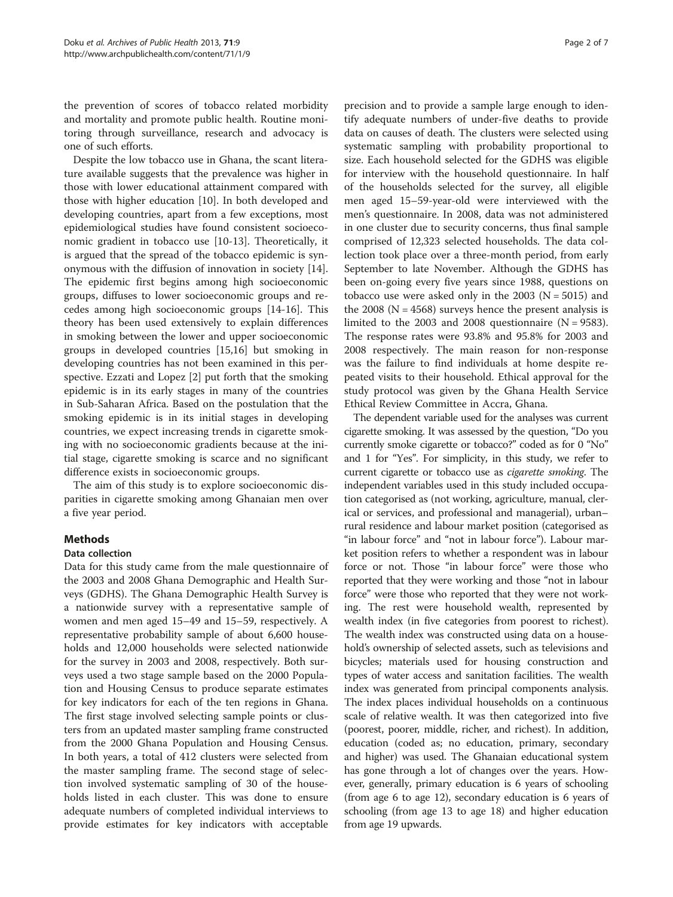the prevention of scores of tobacco related morbidity and mortality and promote public health. Routine monitoring through surveillance, research and advocacy is one of such efforts.

Despite the low tobacco use in Ghana, the scant literature available suggests that the prevalence was higher in those with lower educational attainment compared with those with higher education [10]. In both developed and developing countries, apart from a few exceptions, most epidemiological studies have found consistent socioeconomic gradient in tobacco use [10-13]. Theoretically, it is argued that the spread of the tobacco epidemic is synonymous with the diffusion of innovation in society [14]. The epidemic first begins among high socioeconomic groups, diffuses to lower socioeconomic groups and recedes among high socioeconomic groups [14-16]. This theory has been used extensively to explain differences in smoking between the lower and upper socioeconomic groups in developed countries [15,16] but smoking in developing countries has not been examined in this perspective. Ezzati and Lopez [2] put forth that the smoking epidemic is in its early stages in many of the countries in Sub-Saharan Africa. Based on the postulation that the smoking epidemic is in its initial stages in developing countries, we expect increasing trends in cigarette smoking with no socioeconomic gradients because at the initial stage, cigarette smoking is scarce and no significant difference exists in socioeconomic groups.

The aim of this study is to explore socioeconomic disparities in cigarette smoking among Ghanaian men over a five year period.

## Methods

### Data collection

Data for this study came from the male questionnaire of the 2003 and 2008 Ghana Demographic and Health Surveys (GDHS). The Ghana Demographic Health Survey is a nationwide survey with a representative sample of women and men aged 15–49 and 15–59, respectively. A representative probability sample of about 6,600 households and 12,000 households were selected nationwide for the survey in 2003 and 2008, respectively. Both surveys used a two stage sample based on the 2000 Population and Housing Census to produce separate estimates for key indicators for each of the ten regions in Ghana. The first stage involved selecting sample points or clusters from an updated master sampling frame constructed from the 2000 Ghana Population and Housing Census. In both years, a total of 412 clusters were selected from the master sampling frame. The second stage of selection involved systematic sampling of 30 of the households listed in each cluster. This was done to ensure adequate numbers of completed individual interviews to provide estimates for key indicators with acceptable precision and to provide a sample large enough to identify adequate numbers of under-five deaths to provide data on causes of death. The clusters were selected using systematic sampling with probability proportional to size. Each household selected for the GDHS was eligible for interview with the household questionnaire. In half of the households selected for the survey, all eligible men aged 15–59-year-old were interviewed with the men's questionnaire. In 2008, data was not administered in one cluster due to security concerns, thus final sample comprised of 12,323 selected households. The data collection took place over a three-month period, from early September to late November. Although the GDHS has been on-going every five years since 1988, questions on tobacco use were asked only in the 2003 ($N = 5015$) and the 2008 ($N = 4568$) surveys hence the present analysis is limited to the 2003 and 2008 questionnaire ($N = 9583$). The response rates were 93.8% and 95.8% for 2003 and 2008 respectively. The main reason for non-response was the failure to find individuals at home despite repeated visits to their household. Ethical approval for the study protocol was given by the Ghana Health Service Ethical Review Committee in Accra, Ghana.

The dependent variable used for the analyses was current cigarette smoking. It was assessed by the question, "Do you currently smoke cigarette or tobacco?" coded as for 0 "No" and 1 for "Yes". For simplicity, in this study, we refer to current cigarette or tobacco use as *cigarette smoking*. The independent variables used in this study included occupation categorised as (not working, agriculture, manual, clerical or services, and professional and managerial), urban–rural residence and labour market position (categorised as "in labour force" and "not in labour force"). Labour market position refers to whether a respondent was in labour force or not. Those "in labour force" were those who reported that they were working and those "not in labour force" were those who reported that they were not working. The rest were household wealth, represented by wealth index (in five categories from poorest to richest). The wealth index was constructed using data on a household's ownership of selected assets, such as televisions and bicycles; materials used for housing construction and types of water access and sanitation facilities. The wealth index was generated from principal components analysis. The index places individual households on a continuous scale of relative wealth. It was then categorized into five (poorest, poorer, middle, richer, and richest). In addition, education (coded as; no education, primary, secondary and higher) was used. The Ghanaian educational system has gone through a lot of changes over the years. However, generally, primary education is 6 years of schooling (from age 6 to age 12), secondary education is 6 years of schooling (from age 13 to age 18) and higher education from age 19 upwards.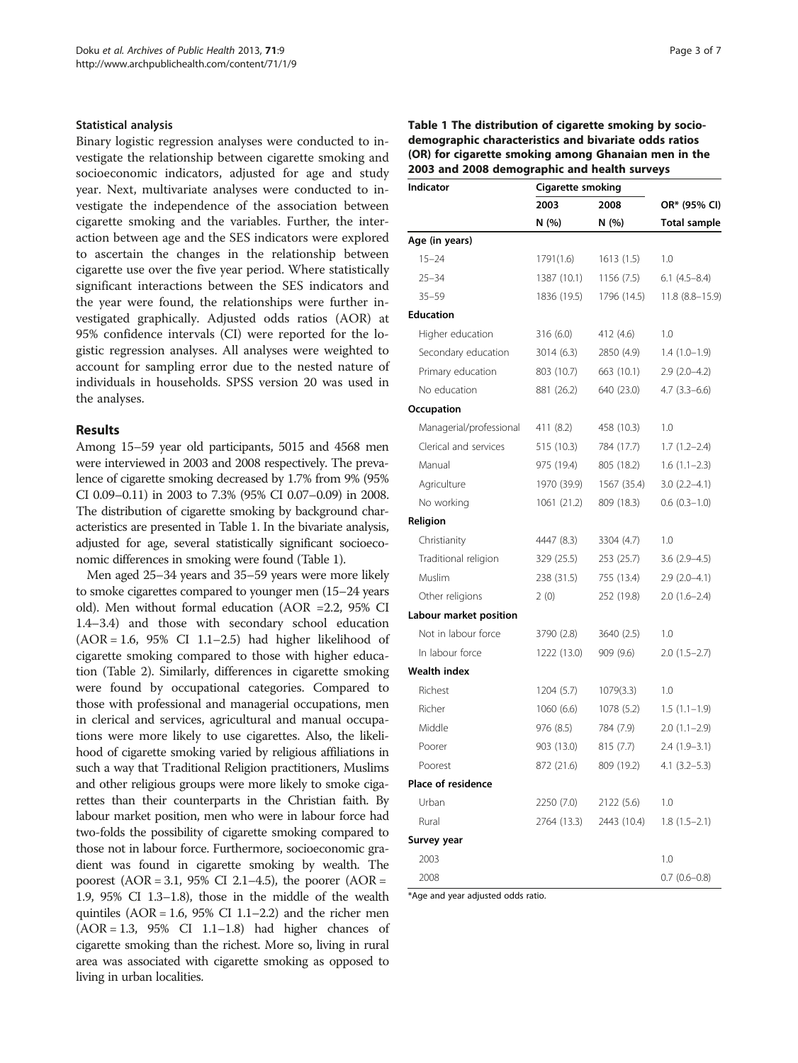### Statistical analysis

Binary logistic regression analyses were conducted to investigate the relationship between cigarette smoking and socioeconomic indicators, adjusted for age and study year. Next, multivariate analyses were conducted to investigate the independence of the association between cigarette smoking and the variables. Further, the interaction between age and the SES indicators were explored to ascertain the changes in the relationship between cigarette use over the five year period. Where statistically significant interactions between the SES indicators and the year were found, the relationships were further investigated graphically. Adjusted odds ratios (AOR) at 95% confidence intervals (CI) were reported for the logistic regression analyses. All analyses were weighted to account for sampling error due to the nested nature of individuals in households. SPSS version 20 was used in the analyses.

## Results

Among 15–59 year old participants, 5015 and 4568 men were interviewed in 2003 and 2008 respectively. The prevalence of cigarette smoking decreased by 1.7% from 9% (95% CI 0.09–0.11) in 2003 to 7.3% (95% CI 0.07–0.09) in 2008. The distribution of cigarette smoking by background characteristics are presented in Table 1. In the bivariate analysis, adjusted for age, several statistically significant socioeconomic differences in smoking were found (Table 1).

Men aged 25–34 years and 35–59 years were more likely to smoke cigarettes compared to younger men (15–24 years old). Men without formal education (AOR =2.2, 95% CI 1.4–3.4) and those with secondary school education (AOR = 1.6, 95% CI 1.1–2.5) had higher likelihood of cigarette smoking compared to those with higher education (Table 2). Similarly, differences in cigarette smoking were found by occupational categories. Compared to those with professional and managerial occupations, men in clerical and services, agricultural and manual occupations were more likely to use cigarettes. Also, the likelihood of cigarette smoking varied by religious affiliations in such a way that Traditional Religion practitioners, Muslims and other religious groups were more likely to smoke cigarettes than their counterparts in the Christian faith. By labour market position, men who were in labour force had two-folds the possibility of cigarette smoking compared to those not in labour force. Furthermore, socioeconomic gradient was found in cigarette smoking by wealth. The poorest (AOR = 3.1, 95% CI 2.1–4.5), the poorer (AOR = 1.9, 95% CI 1.3–1.8), those in the middle of the wealth quintiles (AOR = 1.6, 95% CI 1.1–2.2) and the richer men (AOR = 1.3, 95% CI 1.1–1.8) had higher chances of cigarette smoking than the richest. More so, living in rural area was associated with cigarette smoking as opposed to living in urban localities.

**Table 1 The distribution of cigarette smoking by socio-demographic characteristics and bivariate odds ratios (OR) for cigarette smoking among Ghanaian men in the 2003 and 2008 demographic and health surveys**

| Indicator | Cigarette smoking | | |
|---|---|---|---|
| | 2003 | 2008 | OR* (95% CI) |
| | N (%) | N (%) | Total sample |
| **Age (in years)** | | | |
| 15–24 | 1791(1.6) | 1613 (1.5) | 1.0 |
| 25–34 | 1387 (10.1) | 1156 (7.5) | 6.1 (4.5–8.4) |
| 35–59 | 1836 (19.5) | 1796 (14.5) | 11.8 (8.8–15.9) |
| **Education** | | | |
| Higher education | 316 (6.0) | 412 (4.6) | 1.0 |
| Secondary education | 3014 (6.3) | 2850 (4.9) | 1.4 (1.0–1.9) |
| Primary education | 803 (10.7) | 663 (10.1) | 2.9 (2.0–4.2) |
| No education | 881 (26.2) | 640 (23.0) | 4.7 (3.3–6.6) |
| **Occupation** | | | |
| Managerial/professional | 411 (8.2) | 458 (10.3) | 1.0 |
| Clerical and services | 515 (10.3) | 784 (17.7) | 1.7 (1.2–2.4) |
| Manual | 975 (19.4) | 805 (18.2) | 1.6 (1.1–2.3) |
| Agriculture | 1970 (39.9) | 1567 (35.4) | 3.0 (2.2–4.1) |
| No working | 1061 (21.2) | 809 (18.3) | 0.6 (0.3–1.0) |
| **Religion** | | | |
| Christianity | 4447 (8.3) | 3304 (4.7) | 1.0 |
| Traditional religion | 329 (25.5) | 253 (25.7) | 3.6 (2.9–4.5) |
| Muslim | 238 (31.5) | 755 (13.4) | 2.9 (2.0–4.1) |
| Other religions | 2 (0) | 252 (19.8) | 2.0 (1.6–2.4) |
| **Labour market position** | | | |
| Not in labour force | 3790 (2.8) | 3640 (2.5) | 1.0 |
| In labour force | 1222 (13.0) | 909 (9.6) | 2.0 (1.5–2.7) |
| **Wealth index** | | | |
| Richest | 1204 (5.7) | 1079(3.3) | 1.0 |
| Richer | 1060 (6.6) | 1078 (5.2) | 1.5 (1.1–1.9) |
| Middle | 976 (8.5) | 784 (7.9) | 2.0 (1.1–2.9) |
| Poorer | 903 (13.0) | 815 (7.7) | 2.4 (1.9–3.1) |
| Poorest | 872 (21.6) | 809 (19.2) | 4.1 (3.2–5.3) |
| **Place of residence** | | | |
| Urban | 2250 (7.0) | 2122 (5.6) | 1.0 |
| Rural | 2764 (13.3) | 2443 (10.4) | 1.8 (1.5–2.1) |
| **Survey year** | | | |
| 2003 | | | 1.0 |
| 2008 | | | 0.7 (0.6–0.8) |

*Age and year adjusted odds ratio.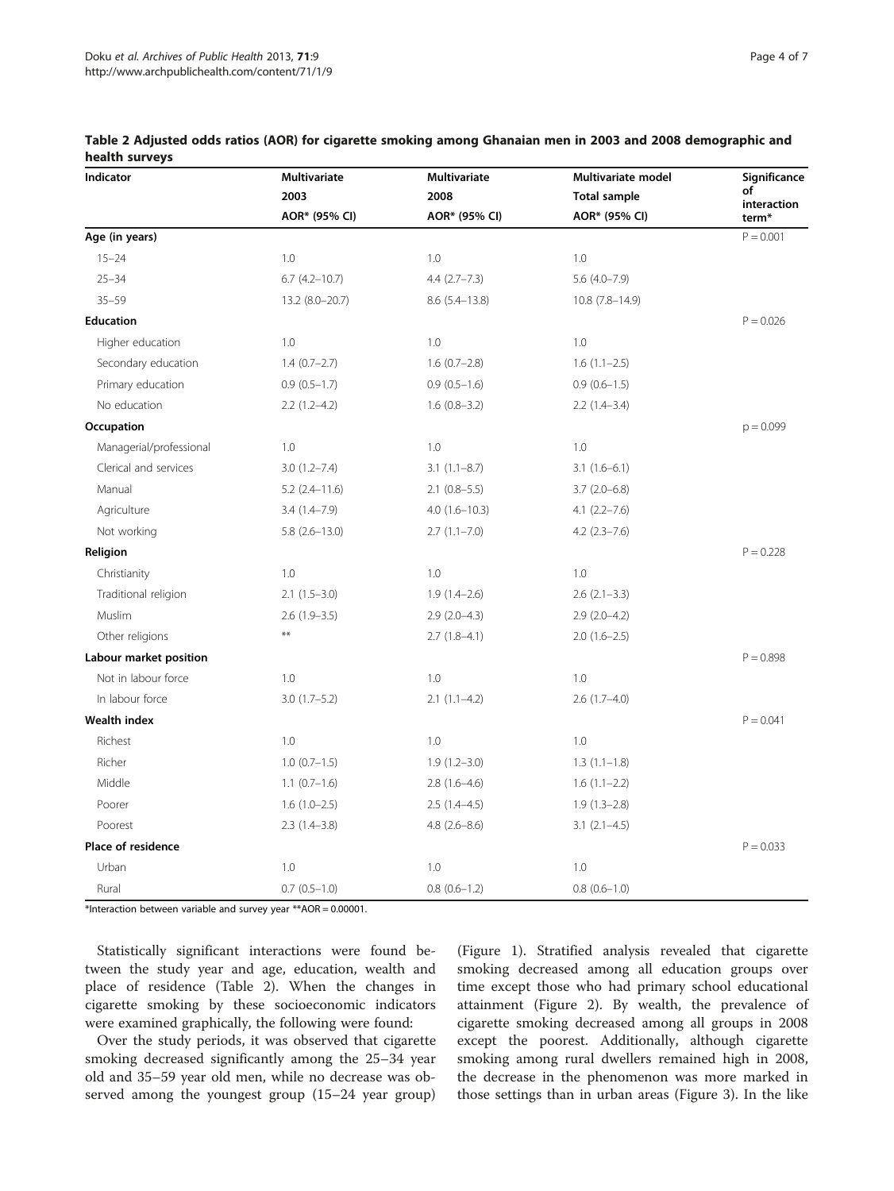**Table 2 Adjusted odds ratios (AOR) for cigarette smoking among Ghanaian men in 2003 and 2008 demographic and health surveys**

| Indicator | Multivariate 2003 AOR* (95% CI) | Multivariate 2008 AOR* (95% CI) | Multivariate model Total sample AOR* (95% CI) | Significance of interaction term* |
|---|---|---|---|---|
| **Age (in years)** | | | | P = 0.001 |
| 15–24 | 1.0 | 1.0 | 1.0 | |
| 25–34 | 6.7 (4.2–10.7) | 4.4 (2.7–7.3) | 5.6 (4.0–7.9) | |
| 35–59 | 13.2 (8.0–20.7) | 8.6 (5.4–13.8) | 10.8 (7.8–14.9) | |
| **Education** | | | | P = 0.026 |
| Higher education | 1.0 | 1.0 | 1.0 | |
| Secondary education | 1.4 (0.7–2.7) | 1.6 (0.7–2.8) | 1.6 (1.1–2.5) | |
| Primary education | 0.9 (0.5–1.7) | 0.9 (0.5–1.6) | 0.9 (0.6–1.5) | |
| No education | 2.2 (1.2–4.2) | 1.6 (0.8–3.2) | 2.2 (1.4–3.4) | |
| **Occupation** | | | | p = 0.099 |
| Managerial/professional | 1.0 | 1.0 | 1.0 | |
| Clerical and services | 3.0 (1.2–7.4) | 3.1 (1.1–8.7) | 3.1 (1.6–6.1) | |
| Manual | 5.2 (2.4–11.6) | 2.1 (0.8–5.5) | 3.7 (2.0–6.8) | |
| Agriculture | 3.4 (1.4–7.9) | 4.0 (1.6–10.3) | 4.1 (2.2–7.6) | |
| Not working | 5.8 (2.6–13.0) | 2.7 (1.1–7.0) | 4.2 (2.3–7.6) | |
| **Religion** | | | | P = 0.228 |
| Christianity | 1.0 | 1.0 | 1.0 | |
| Traditional religion | 2.1 (1.5–3.0) | 1.9 (1.4–2.6) | 2.6 (2.1–3.3) | |
| Muslim | 2.6 (1.9–3.5) | 2.9 (2.0–4.3) | 2.9 (2.0–4.2) | |
| Other religions | ** | 2.7 (1.8–4.1) | 2.0 (1.6–2.5) | |
| **Labour market position** | | | | P = 0.898 |
| Not in labour force | 1.0 | 1.0 | 1.0 | |
| In labour force | 3.0 (1.7–5.2) | 2.1 (1.1–4.2) | 2.6 (1.7–4.0) | |
| **Wealth index** | | | | P = 0.041 |
| Richest | 1.0 | 1.0 | 1.0 | |
| Richer | 1.0 (0.7–1.5) | 1.9 (1.2–3.0) | 1.3 (1.1–1.8) | |
| Middle | 1.1 (0.7–1.6) | 2.8 (1.6–4.6) | 1.6 (1.1–2.2) | |
| Poorer | 1.6 (1.0–2.5) | 2.5 (1.4–4.5) | 1.9 (1.3–2.8) | |
| Poorest | 2.3 (1.4–3.8) | 4.8 (2.6–8.6) | 3.1 (2.1–4.5) | |
| **Place of residence** | | | | P = 0.033 |
| Urban | 1.0 | 1.0 | 1.0 | |
| Rural | 0.7 (0.5–1.0) | 0.8 (0.6–1.2) | 0.8 (0.6–1.0) | |

*Interaction between variable and survey year **AOR = 0.00001.

Statistically significant interactions were found between the study year and age, education, wealth and place of residence (Table 2). When the changes in cigarette smoking by these socioeconomic indicators were examined graphically, the following were found:

Over the study periods, it was observed that cigarette smoking decreased significantly among the 25–34 year old and 35–59 year old men, while no decrease was observed among the youngest group (15–24 year group) (Figure 1). Stratified analysis revealed that cigarette smoking decreased among all education groups over time except those who had primary school educational attainment (Figure 2). By wealth, the prevalence of cigarette smoking decreased among all groups in 2008 except the poorest. Additionally, although cigarette smoking among rural dwellers remained high in 2008, the decrease in the phenomenon was more marked in those settings than in urban areas (Figure 3). In the like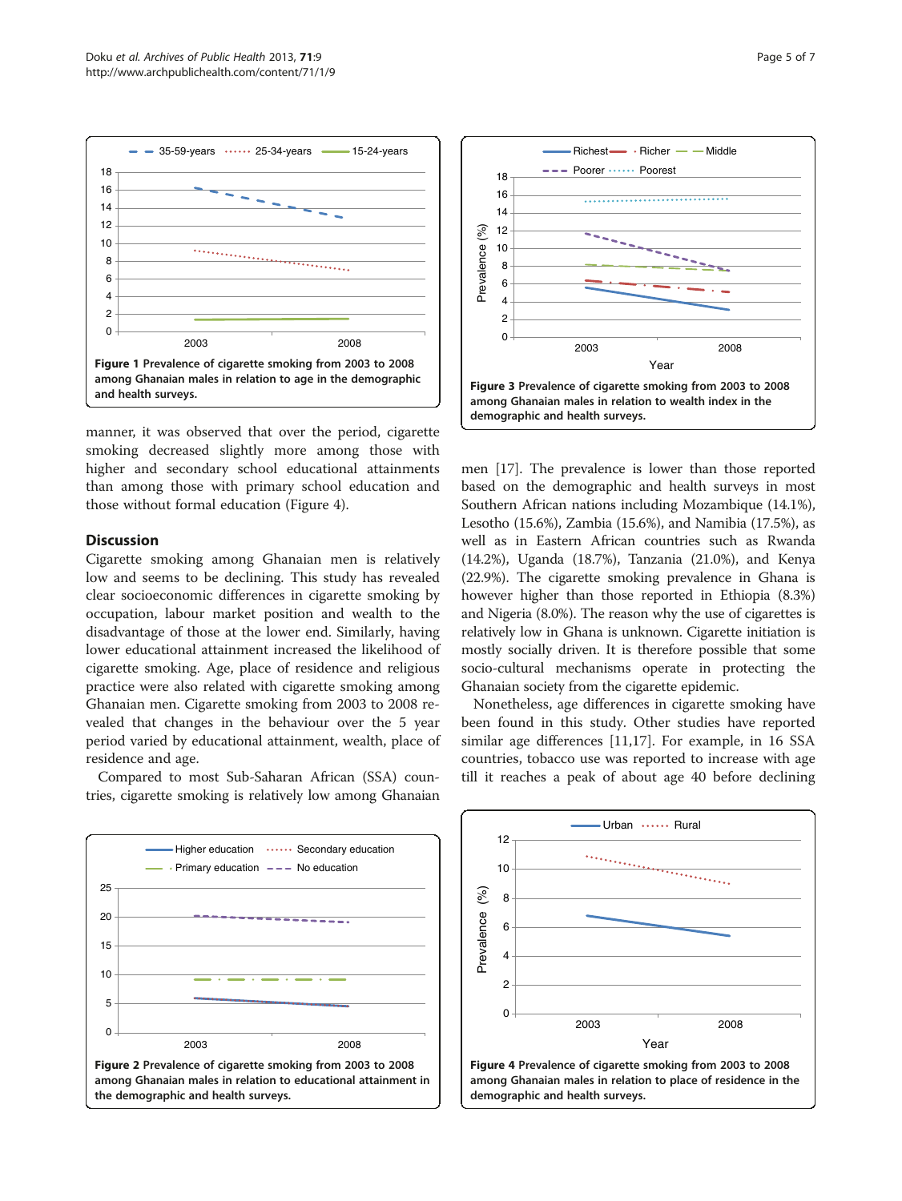Figure 1 Prevalence of cigarette smoking from 2003 to 2008 among Ghanaian males in relation to age in the demographic and health surveys.

Figure 3 Prevalence of cigarette smoking from 2003 to 2008 among Ghanaian males in relation to wealth index in the demographic and health surveys.

manner, it was observed that over the period, cigarette smoking decreased slightly more among those with higher and secondary school educational attainments than among those with primary school education and those without formal education (Figure 4).

## Discussion

Cigarette smoking among Ghanaian men is relatively low and seems to be declining. This study has revealed clear socioeconomic differences in cigarette smoking by occupation, labour market position and wealth to the disadvantage of those at the lower end. Similarly, having lower educational attainment increased the likelihood of cigarette smoking. Age, place of residence and religious practice were also related with cigarette smoking among Ghanaian men. Cigarette smoking from 2003 to 2008 revealed that changes in the behaviour over the 5 year period varied by educational attainment, wealth, place of residence and age.

Compared to most Sub-Saharan African (SSA) countries, cigarette smoking is relatively low among Ghanaian men [17]. The prevalence is lower than those reported based on the demographic and health surveys in most Southern African nations including Mozambique (14.1%), Lesotho (15.6%), Zambia (15.6%), and Namibia (17.5%), as well as in Eastern African countries such as Rwanda (14.2%), Uganda (18.7%), Tanzania (21.0%), and Kenya (22.9%). The cigarette smoking prevalence in Ghana is however higher than those reported in Ethiopia (8.3%) and Nigeria (8.0%). The reason why the use of cigarettes is relatively low in Ghana is unknown. Cigarette initiation is mostly socially driven. It is therefore possible that some socio-cultural mechanisms operate in protecting the Ghanaian society from the cigarette epidemic.

Nonetheless, age differences in cigarette smoking have been found in this study. Other studies have reported similar age differences [11,17]. For example, in 16 SSA countries, tobacco use was reported to increase with age till it reaches a peak of about age 40 before declining

Figure 2 Prevalence of cigarette smoking from 2003 to 2008 among Ghanaian males in relation to educational attainment in the demographic and health surveys.

Figure 4 Prevalence of cigarette smoking from 2003 to 2008 among Ghanaian males in relation to place of residence in the demographic and health surveys.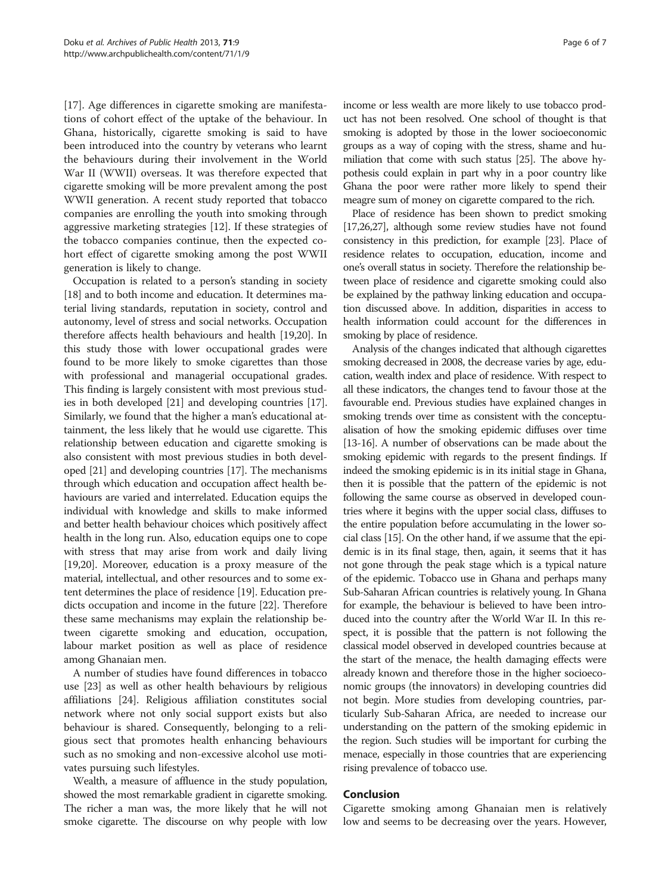[17]. Age differences in cigarette smoking are manifestations of cohort effect of the uptake of the behaviour. In Ghana, historically, cigarette smoking is said to have been introduced into the country by veterans who learnt the behaviours during their involvement in the World War II (WWII) overseas. It was therefore expected that cigarette smoking will be more prevalent among the post WWII generation. A recent study reported that tobacco companies are enrolling the youth into smoking through aggressive marketing strategies [12]. If these strategies of the tobacco companies continue, then the expected cohort effect of cigarette smoking among the post WWII generation is likely to change.

Occupation is related to a person's standing in society [18] and to both income and education. It determines material living standards, reputation in society, control and autonomy, level of stress and social networks. Occupation therefore affects health behaviours and health [19,20]. In this study those with lower occupational grades were found to be more likely to smoke cigarettes than those with professional and managerial occupational grades. This finding is largely consistent with most previous studies in both developed [21] and developing countries [17]. Similarly, we found that the higher a man's educational attainment, the less likely that he would use cigarette. This relationship between education and cigarette smoking is also consistent with most previous studies in both developed [21] and developing countries [17]. The mechanisms through which education and occupation affect health behaviours are varied and interrelated. Education equips the individual with knowledge and skills to make informed and better health behaviour choices which positively affect health in the long run. Also, education equips one to cope with stress that may arise from work and daily living [19,20]. Moreover, education is a proxy measure of the material, intellectual, and other resources and to some extent determines the place of residence [19]. Education predicts occupation and income in the future [22]. Therefore these same mechanisms may explain the relationship between cigarette smoking and education, occupation, labour market position as well as place of residence among Ghanaian men.

A number of studies have found differences in tobacco use [23] as well as other health behaviours by religious affiliations [24]. Religious affiliation constitutes social network where not only social support exists but also behaviour is shared. Consequently, belonging to a religious sect that promotes health enhancing behaviours such as no smoking and non-excessive alcohol use motivates pursuing such lifestyles.

Wealth, a measure of affluence in the study population, showed the most remarkable gradient in cigarette smoking. The richer a man was, the more likely that he will not smoke cigarette. The discourse on why people with low income or less wealth are more likely to use tobacco product has not been resolved. One school of thought is that smoking is adopted by those in the lower socioeconomic groups as a way of coping with the stress, shame and humiliation that come with such status [25]. The above hypothesis could explain in part why in a poor country like Ghana the poor were rather more likely to spend their meagre sum of money on cigarette compared to the rich.

Place of residence has been shown to predict smoking [17,26,27], although some review studies have not found consistency in this prediction, for example [23]. Place of residence relates to occupation, education, income and one's overall status in society. Therefore the relationship between place of residence and cigarette smoking could also be explained by the pathway linking education and occupation discussed above. In addition, disparities in access to health information could account for the differences in smoking by place of residence.

Analysis of the changes indicated that although cigarettes smoking decreased in 2008, the decrease varies by age, education, wealth index and place of residence. With respect to all these indicators, the changes tend to favour those at the favourable end. Previous studies have explained changes in smoking trends over time as consistent with the conceptualisation of how the smoking epidemic diffuses over time [13-16]. A number of observations can be made about the smoking epidemic with regards to the present findings. If indeed the smoking epidemic is in its initial stage in Ghana, then it is possible that the pattern of the epidemic is not following the same course as observed in developed countries where it begins with the upper social class, diffuses to the entire population before accumulating in the lower social class [15]. On the other hand, if we assume that the epidemic is in its final stage, then, again, it seems that it has not gone through the peak stage which is a typical nature of the epidemic. Tobacco use in Ghana and perhaps many Sub-Saharan African countries is relatively young. In Ghana for example, the behaviour is believed to have been introduced into the country after the World War II. In this respect, it is possible that the pattern is not following the classical model observed in developed countries because at the start of the menace, the health damaging effects were already known and therefore those in the higher socioeconomic groups (the innovators) in developing countries did not begin. More studies from developing countries, particularly Sub-Saharan Africa, are needed to increase our understanding on the pattern of the smoking epidemic in the region. Such studies will be important for curbing the menace, especially in those countries that are experiencing rising prevalence of tobacco use.

## Conclusion

Cigarette smoking among Ghanaian men is relatively low and seems to be decreasing over the years. However,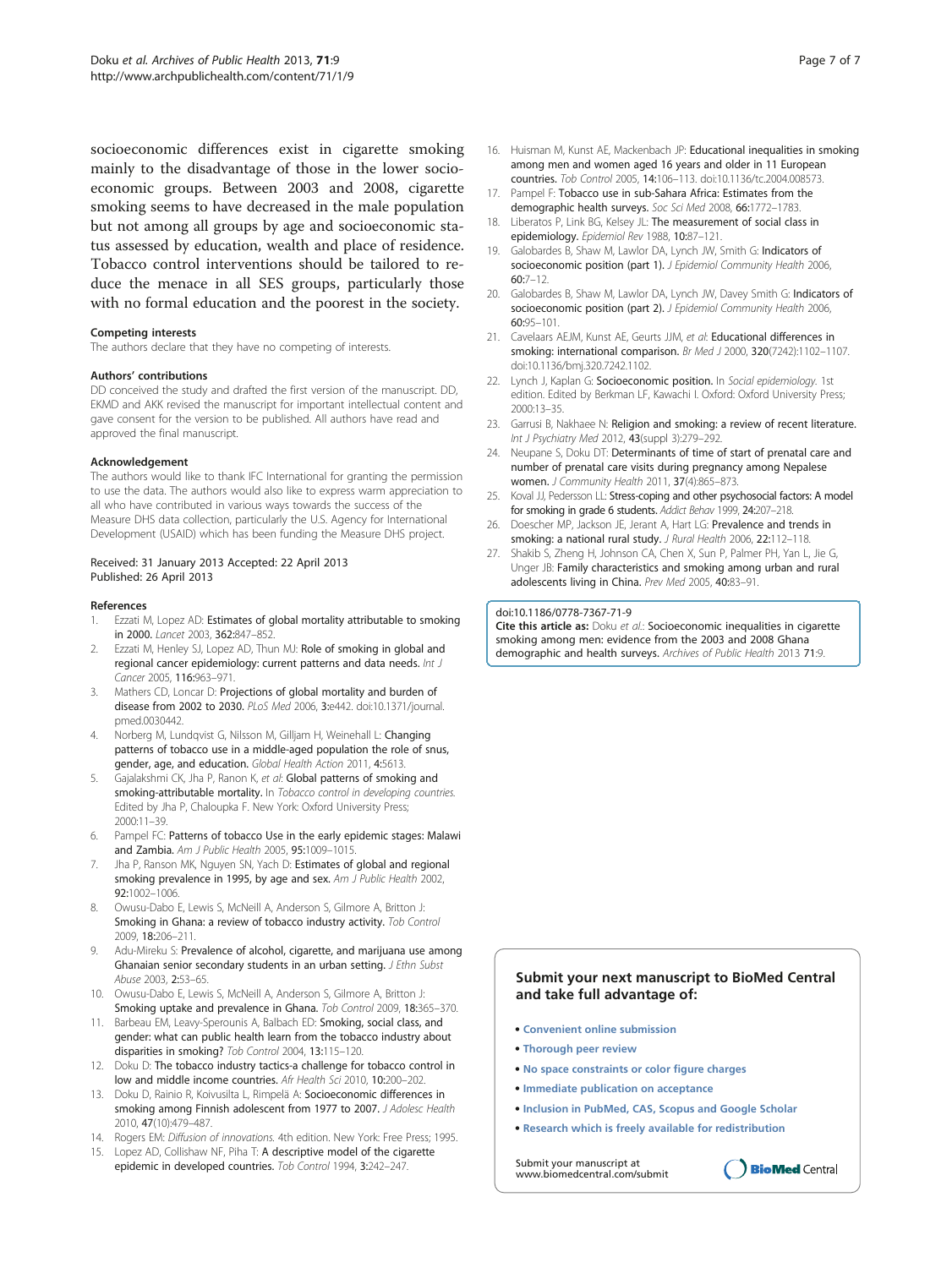socioeconomic differences exist in cigarette smoking mainly to the disadvantage of those in the lower socioeconomic groups. Between 2003 and 2008, cigarette smoking seems to have decreased in the male population but not among all groups by age and socioeconomic status assessed by education, wealth and place of residence. Tobacco control interventions should be tailored to reduce the menace in all SES groups, particularly those with no formal education and the poorest in the society.

#### Competing interests
The authors declare that they have no competing of interests.

#### Authors' contributions
DD conceived the study and drafted the first version of the manuscript. DD, EKMD and AKK revised the manuscript for important intellectual content and gave consent for the version to be published. All authors have read and approved the final manuscript.

#### Acknowledgement
The authors would like to thank IFC International for granting the permission to use the data. The authors would also like to express warm appreciation to all who have contributed in various ways towards the success of the Measure DHS data collection, particularly the U.S. Agency for International Development (USAID) which has been funding the Measure DHS project.

Received: 31 January 2013 Accepted: 22 April 2013
Published: 26 April 2013

#### References
1. Ezzati M, Lopez AD: **Estimates of global mortality attributable to smoking in 2000.** *Lancet* 2003, **362:**847–852.
2. Ezzati M, Henley SJ, Lopez AD, Thun MJ: **Role of smoking in global and regional cancer epidemiology: current patterns and data needs.** *Int J Cancer* 2005, **116:**963–971.
3. Mathers CD, Loncar D: **Projections of global mortality and burden of disease from 2002 to 2030.** *PLoS Med* 2006, **3:**e442. doi:10.1371/journal.pmed.0030442.
4. Norberg M, Lundqvist G, Nilsson M, Gilljam H, Weinehall L: **Changing patterns of tobacco use in a middle-aged population the role of snus, gender, age, and education.** *Global Health Action* 2011, **4:**5613.
5. Gajalakshmi CK, Jha P, Ranon K, *et al*: **Global patterns of smoking and smoking-attributable mortality.** In *Tobacco control in developing countries.* Edited by Jha P, Chaloupka F. New York: Oxford University Press; 2000:11–39.
6. Pampel FC: **Patterns of tobacco Use in the early epidemic stages: Malawi and Zambia.** *Am J Public Health* 2005, **95:**1009–1015.
7. Jha P, Ranson MK, Nguyen SN, Yach D: **Estimates of global and regional smoking prevalence in 1995, by age and sex.** *Am J Public Health* 2002, **92:**1002–1006.
8. Owusu-Dabo E, Lewis S, McNeill A, Anderson S, Gilmore A, Britton J: **Smoking in Ghana: a review of tobacco industry activity.** *Tob Control* 2009, **18:**206–211.
9. Adu-Mireku S: **Prevalence of alcohol, cigarette, and marijuana use among Ghanaian senior secondary students in an urban setting.** *J Ethn Subst Abuse* 2003, **2:**53–65.
10. Owusu-Dabo E, Lewis S, McNeill A, Anderson S, Gilmore A, Britton J: **Smoking uptake and prevalence in Ghana.** *Tob Control* 2009, **18:**365–370.
11. Barbeau EM, Leavy-Sperounis A, Balbach ED: **Smoking, social class, and gender: what can public health learn from the tobacco industry about disparities in smoking?** *Tob Control* 2004, **13:**115–120.
12. Doku D: **The tobacco industry tactics-a challenge for tobacco control in low and middle income countries.** *Afr Health Sci* 2010, **10:**200–202.
13. Doku D, Rainio R, Koivusilta L, Rimpelä A: **Socioeconomic differences in smoking among Finnish adolescent from 1977 to 2007.** *J Adolesc Health* 2010, **47**(10):479–487.
14. Rogers EM: *Diffusion of innovations.* 4th edition. New York: Free Press; 1995.
15. Lopez AD, Collishaw NF, Piha T: **A descriptive model of the cigarette epidemic in developed countries.** *Tob Control* 1994, **3:**242–247.
16. Huisman M, Kunst AE, Mackenbach JP: **Educational inequalities in smoking among men and women aged 16 years and older in 11 European countries.** *Tob Control* 2005, **14:**106–113. doi:10.1136/tc.2004.008573.
17. Pampel F: **Tobacco use in sub-Sahara Africa: Estimates from the demographic health surveys.** *Soc Sci Med* 2008, **66:**1772–1783.
18. Liberatos P, Link BG, Kelsey JL: **The measurement of social class in epidemiology.** *Epidemiol Rev* 1988, **10:**87–121.
19. Galobardes B, Shaw M, Lawlor DA, Lynch JW, Smith G: **Indicators of socioeconomic position (part 1).** *J Epidemiol Community Health* 2006, **60:**7–12.
20. Galobardes B, Shaw M, Lawlor DA, Lynch JW, Davey Smith G: **Indicators of socioeconomic position (part 2).** *J Epidemiol Community Health* 2006, **60:**95–101.
21. Cavelaars AEJM, Kunst AE, Geurts JJM, *et al*: **Educational differences in smoking: international comparison.** *Br Med J* 2000, **320**(7242):1102–1107. doi:10.1136/bmj.320.7242.1102.
22. Lynch J, Kaplan G: **Socioeconomic position.** In *Social epidemiology.* 1st edition. Edited by Berkman LF, Kawachi I. Oxford: Oxford University Press; 2000:13–35.
23. Garrusi B, Nakhaee N: **Religion and smoking: a review of recent literature.** *Int J Psychiatry Med* 2012, **43**(suppl 3):279–292.
24. Neupane S, Doku DT: **Determinants of time of start of prenatal care and number of prenatal care visits during pregnancy among Nepalese women.** *J Community Health* 2011, **37**(4):865–873.
25. Koval JJ, Pedersson LL: **Stress-coping and other psychosocial factors: A model for smoking in grade 6 students.** *Addict Behav* 1999, **24:**207–218.
26. Doescher MP, Jackson JE, Jerant A, Hart LG: **Prevalence and trends in smoking: a national rural study.** *J Rural Health* 2006, **22:**112–118.
27. Shakib S, Zheng H, Johnson CA, Chen X, Sun P, Palmer PH, Yan L, Jie G, Unger JB: **Family characteristics and smoking among urban and rural adolescents living in China.** *Prev Med* 2005, **40:**83–91.

doi:10.1186/0778-7367-71-9
**Cite this article as:** Doku *et al.*: Socioeconomic inequalities in cigarette smoking among men: evidence from the 2003 and 2008 Ghana demographic and health surveys. *Archives of Public Health* 2013 **71**:9.

**Submit your next manuscript to BioMed Central and take full advantage of:**

- **Convenient online submission**
- **Thorough peer review**
- **No space constraints or color figure charges**
- **Immediate publication on acceptance**
- **Inclusion in PubMed, CAS, Scopus and Google Scholar**
- **Research which is freely available for redistribution**

Submit your manuscript at
www.biomedcentral.com/submit

BioMed Central